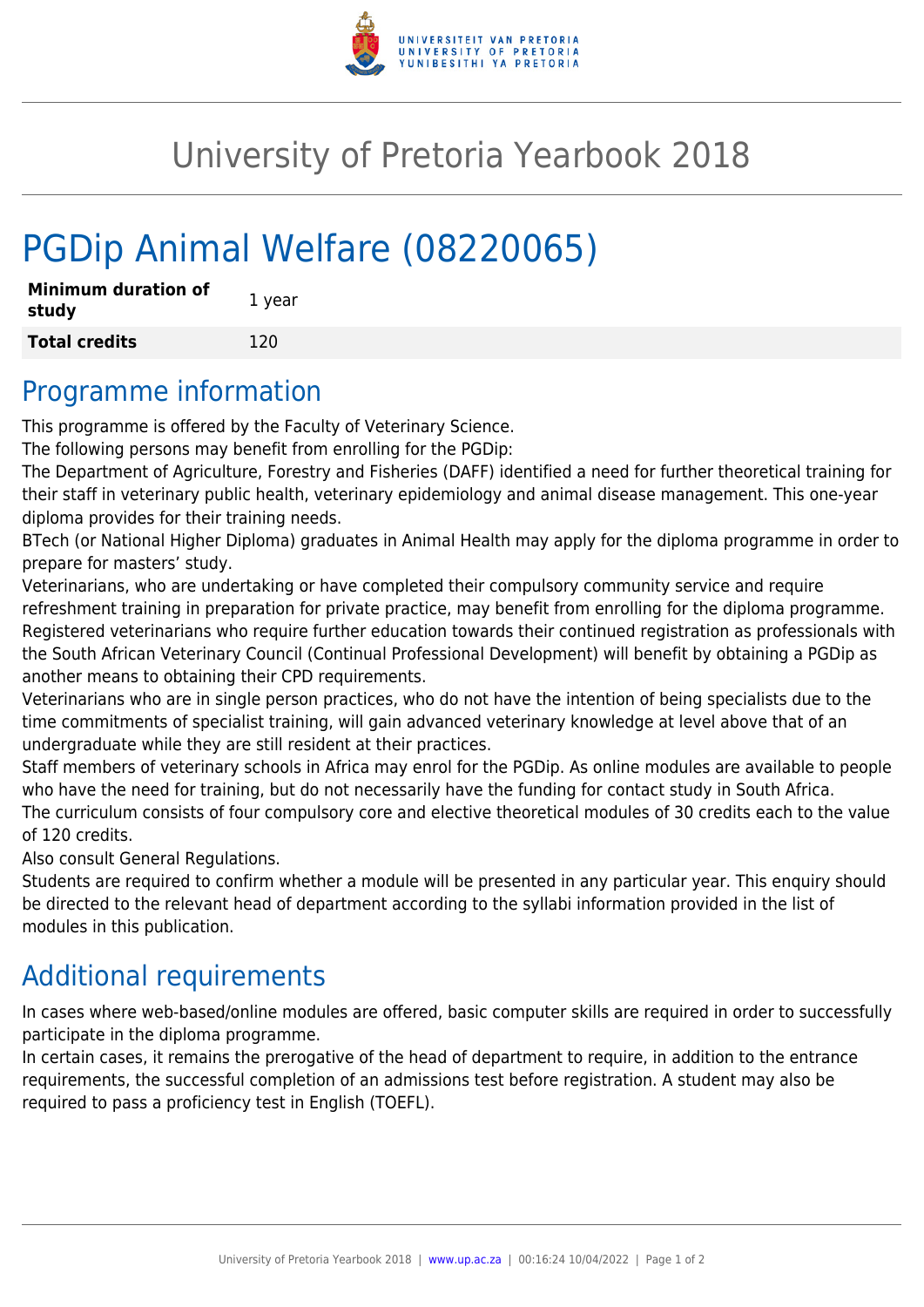# University of Pretoria Yearbook 2018

## PGDip Animal Welfare (08220065)

| **Minimum duration of study** | 1 year |
| --- | --- |
| **Total credits** | 120 |

## Programme information

This programme is offered by the Faculty of Veterinary Science.

The following persons may benefit from enrolling for the PGDip:

The Department of Agriculture, Forestry and Fisheries (DAFF) identified a need for further theoretical training for their staff in veterinary public health, veterinary epidemiology and animal disease management. This one-year diploma provides for their training needs.

BTech (or National Higher Diploma) graduates in Animal Health may apply for the diploma programme in order to prepare for masters' study.

Veterinarians, who are undertaking or have completed their compulsory community service and require refreshment training in preparation for private practice, may benefit from enrolling for the diploma programme.

Registered veterinarians who require further education towards their continued registration as professionals with the South African Veterinary Council (Continual Professional Development) will benefit by obtaining a PGDip as another means to obtaining their CPD requirements.

Veterinarians who are in single person practices, who do not have the intention of being specialists due to the time commitments of specialist training, will gain advanced veterinary knowledge at level above that of an undergraduate while they are still resident at their practices.

Staff members of veterinary schools in Africa may enrol for the PGDip. As online modules are available to people who have the need for training, but do not necessarily have the funding for contact study in South Africa.

The curriculum consists of four compulsory core and elective theoretical modules of 30 credits each to the value of 120 credits.

Also consult General Regulations.

Students are required to confirm whether a module will be presented in any particular year. This enquiry should be directed to the relevant head of department according to the syllabi information provided in the list of modules in this publication.

## Additional requirements

In cases where web-based/online modules are offered, basic computer skills are required in order to successfully participate in the diploma programme.

In certain cases, it remains the prerogative of the head of department to require, in addition to the entrance requirements, the successful completion of an admissions test before registration. A student may also be required to pass a proficiency test in English (TOEFL).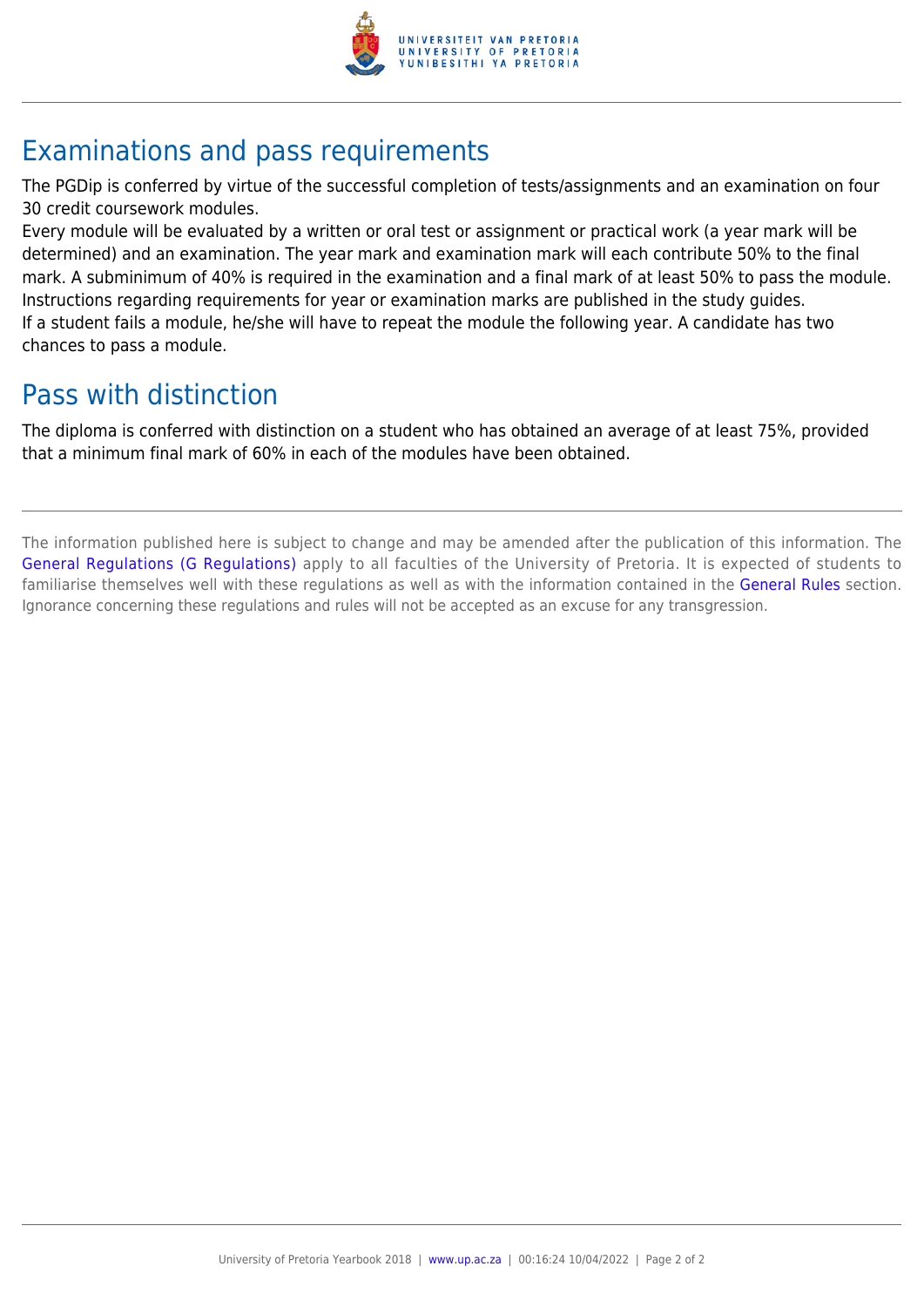## Examinations and pass requirements

The PGDip is conferred by virtue of the successful completion of tests/assignments and an examination on four 30 credit coursework modules.

Every module will be evaluated by a written or oral test or assignment or practical work (a year mark will be determined) and an examination. The year mark and examination mark will each contribute 50% to the final mark. A subminimum of 40% is required in the examination and a final mark of at least 50% to pass the module. Instructions regarding requirements for year or examination marks are published in the study guides.

If a student fails a module, he/she will have to repeat the module the following year. A candidate has two chances to pass a module.

## Pass with distinction

The diploma is conferred with distinction on a student who has obtained an average of at least 75%, provided that a minimum final mark of 60% in each of the modules have been obtained.

---

The information published here is subject to change and may be amended after the publication of this information. The General Regulations (G Regulations) apply to all faculties of the University of Pretoria. It is expected of students to familiarise themselves well with these regulations as well as with the information contained in the General Rules section. Ignorance concerning these regulations and rules will not be accepted as an excuse for any transgression.